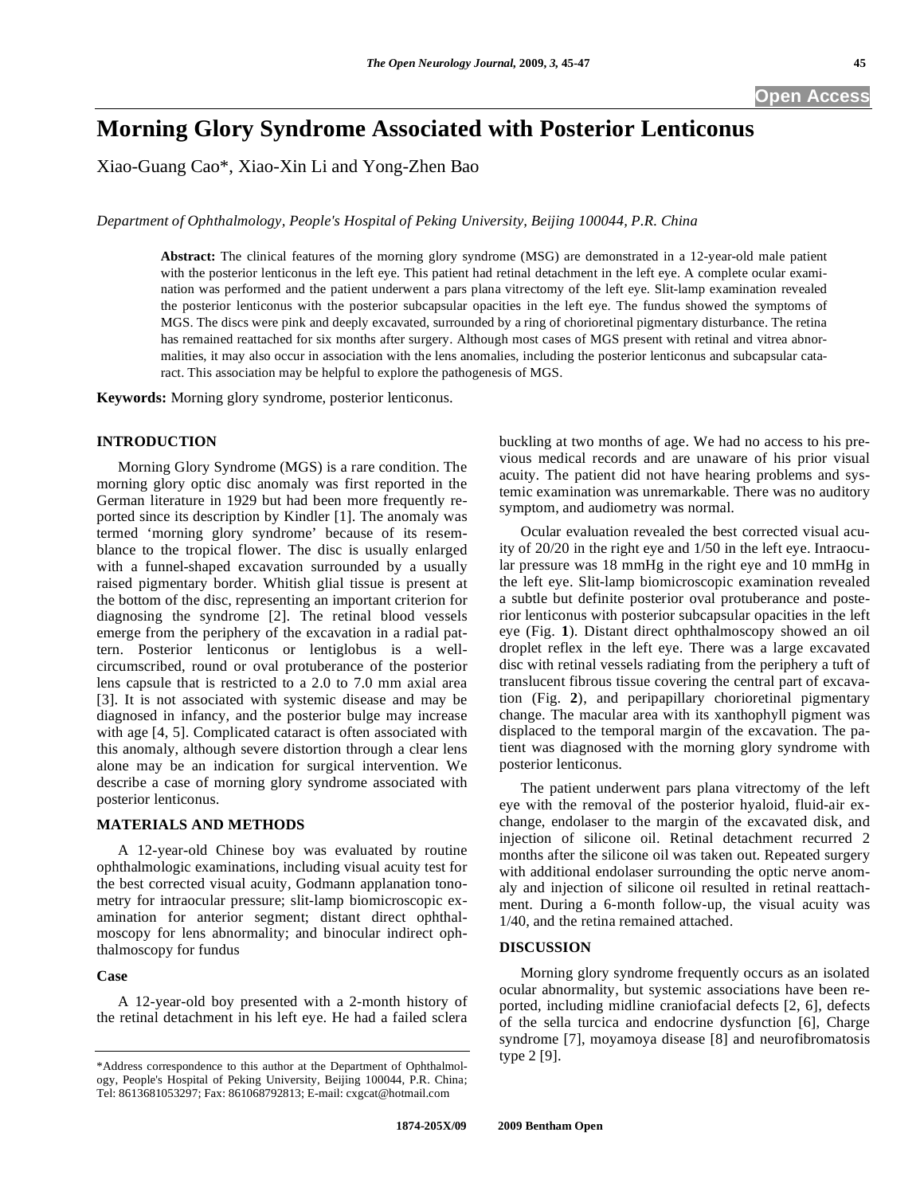# Morning Glory Syndrome Associated with Posterior Lenticonus

Xiao-Guang Cao*, Xiao-Xin Li and Yong-Zhen Bao

*Department of Ophthalmology, People's Hospital of Peking University, Beijing 100044, P.R. China*

**Abstract:** The clinical features of the morning glory syndrome (MSG) are demonstrated in a 12-year-old male patient with the posterior lenticonus in the left eye. This patient had retinal detachment in the left eye. A complete ocular examination was performed and the patient underwent a pars plana vitrectomy of the left eye. Slit-lamp examination revealed the posterior lenticonus with the posterior subcapsular opacities in the left eye. The fundus showed the symptoms of MGS. The discs were pink and deeply excavated, surrounded by a ring of chorioretinal pigmentary disturbance. The retina has remained reattached for six months after surgery. Although most cases of MGS present with retinal and vitrea abnormalities, it may also occur in association with the lens anomalies, including the posterior lenticonus and subcapsular cataract. This association may be helpful to explore the pathogenesis of MGS.

**Keywords:** Morning glory syndrome, posterior lenticonus.

## INTRODUCTION

Morning Glory Syndrome (MGS) is a rare condition. The morning glory optic disc anomaly was first reported in the German literature in 1929 but had been more frequently reported since its description by Kindler [1]. The anomaly was termed 'morning glory syndrome' because of its resemblance to the tropical flower. The disc is usually enlarged with a funnel-shaped excavation surrounded by a usually raised pigmentary border. Whitish glial tissue is present at the bottom of the disc, representing an important criterion for diagnosing the syndrome [2]. The retinal blood vessels emerge from the periphery of the excavation in a radial pattern. Posterior lenticonus or lentiglobus is a well-circumscribed, round or oval protuberance of the posterior lens capsule that is restricted to a 2.0 to 7.0 mm axial area [3]. It is not associated with systemic disease and may be diagnosed in infancy, and the posterior bulge may increase with age [4, 5]. Complicated cataract is often associated with this anomaly, although severe distortion through a clear lens alone may be an indication for surgical intervention. We describe a case of morning glory syndrome associated with posterior lenticonus.

## MATERIALS AND METHODS

A 12-year-old Chinese boy was evaluated by routine ophthalmologic examinations, including visual acuity test for the best corrected visual acuity, Godmann applanation tonometry for intraocular pressure; slit-lamp biomicroscopic examination for anterior segment; distant direct ophthalmoscopy for lens abnormality; and binocular indirect ophthalmoscopy for fundus

### Case

A 12-year-old boy presented with a 2-month history of the retinal detachment in his left eye. He had a failed sclera buckling at two months of age. We had no access to his previous medical records and are unaware of his prior visual acuity. The patient did not have hearing problems and systemic examination was unremarkable. There was no auditory symptom, and audiometry was normal.

Ocular evaluation revealed the best corrected visual acuity of 20/20 in the right eye and 1/50 in the left eye. Intraocular pressure was 18 mmHg in the right eye and 10 mmHg in the left eye. Slit-lamp biomicroscopic examination revealed a subtle but definite posterior oval protuberance and posterior lenticonus with posterior subcapsular opacities in the left eye (Fig. **1**). Distant direct ophthalmoscopy showed an oil droplet reflex in the left eye. There was a large excavated disc with retinal vessels radiating from the periphery a tuft of translucent fibrous tissue covering the central part of excavation (Fig. **2**), and peripapillary chorioretinal pigmentary change. The macular area with its xanthophyll pigment was displaced to the temporal margin of the excavation. The patient was diagnosed with the morning glory syndrome with posterior lenticonus.

The patient underwent pars plana vitrectomy of the left eye with the removal of the posterior hyaloid, fluid-air exchange, endolaser to the margin of the excavated disk, and injection of silicone oil. Retinal detachment recurred 2 months after the silicone oil was taken out. Repeated surgery with additional endolaser surrounding the optic nerve anomaly and injection of silicone oil resulted in retinal reattachment. During a 6-month follow-up, the visual acuity was 1/40, and the retina remained attached.

## DISCUSSION

Morning glory syndrome frequently occurs as an isolated ocular abnormality, but systemic associations have been reported, including midline craniofacial defects [2, 6], defects of the sella turcica and endocrine dysfunction [6], Charge syndrome [7], moyamoya disease [8] and neurofibromatosis type 2 [9].

*Address correspondence to this author at the Department of Ophthalmology, People's Hospital of Peking University, Beijing 100044, P.R. China; Tel: 8613681053297; Fax: 861068792813; E-mail: cxgcat@hotmail.com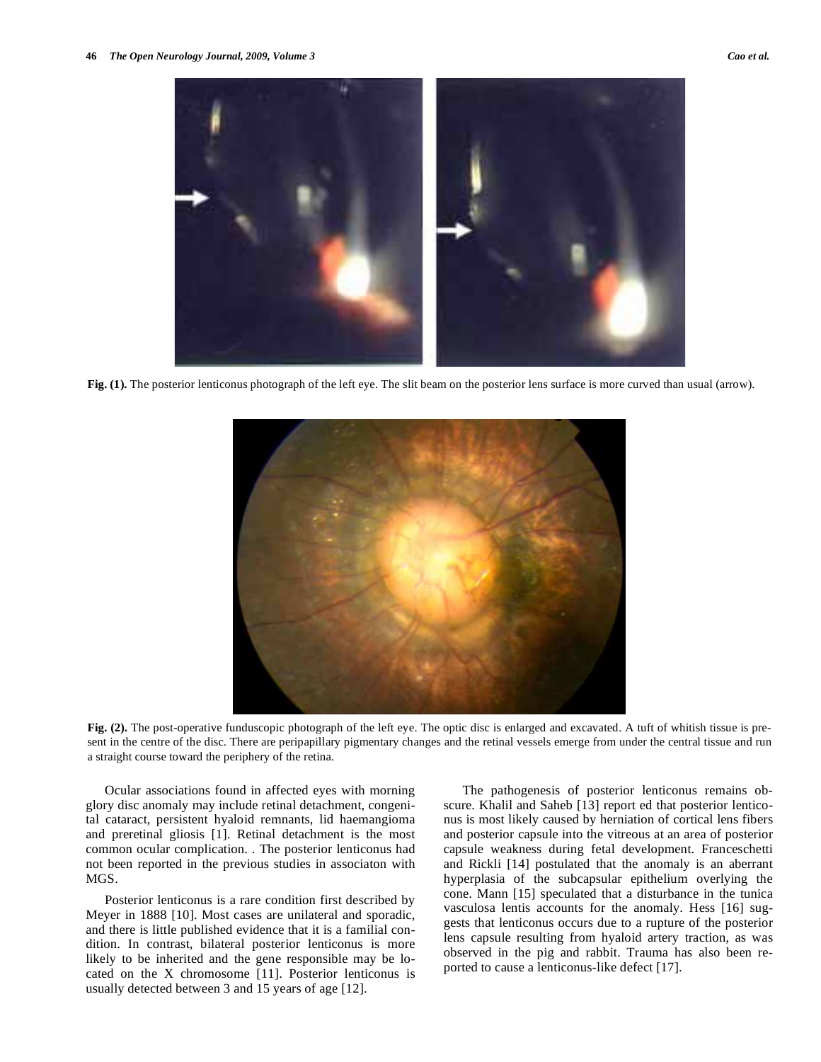Fig. (1). The posterior lenticonus photograph of the left eye. The slit beam on the posterior lens surface is more curved than usual (arrow).

Fig. (2). The post-operative funduscopic photograph of the left eye. The optic disc is enlarged and excavated. A tuft of whitish tissue is present in the centre of the disc. There are peripapillary pigmentary changes and the retinal vessels emerge from under the central tissue and run a straight course toward the periphery of the retina.

Ocular associations found in affected eyes with morning glory disc anomaly may include retinal detachment, congenital cataract, persistent hyaloid remnants, lid haemangioma and preretinal gliosis [1]. Retinal detachment is the most common ocular complication. . The posterior lenticonus had not been reported in the previous studies in associaton with MGS.

Posterior lenticonus is a rare condition first described by Meyer in 1888 [10]. Most cases are unilateral and sporadic, and there is little published evidence that it is a familial condition. In contrast, bilateral posterior lenticonus is more likely to be inherited and the gene responsible may be located on the X chromosome [11]. Posterior lenticonus is usually detected between 3 and 15 years of age [12].

The pathogenesis of posterior lenticonus remains obscure. Khalil and Saheb [13] report ed that posterior lenticonus is most likely caused by herniation of cortical lens fibers and posterior capsule into the vitreous at an area of posterior capsule weakness during fetal development. Franceschetti and Rickli [14] postulated that the anomaly is an aberrant hyperplasia of the subcapsular epithelium overlying the cone. Mann [15] speculated that a disturbance in the tunica vasculosa lentis accounts for the anomaly. Hess [16] suggests that lenticonus occurs due to a rupture of the posterior lens capsule resulting from hyaloid artery traction, as was observed in the pig and rabbit. Trauma has also been reported to cause a lenticonus-like defect [17].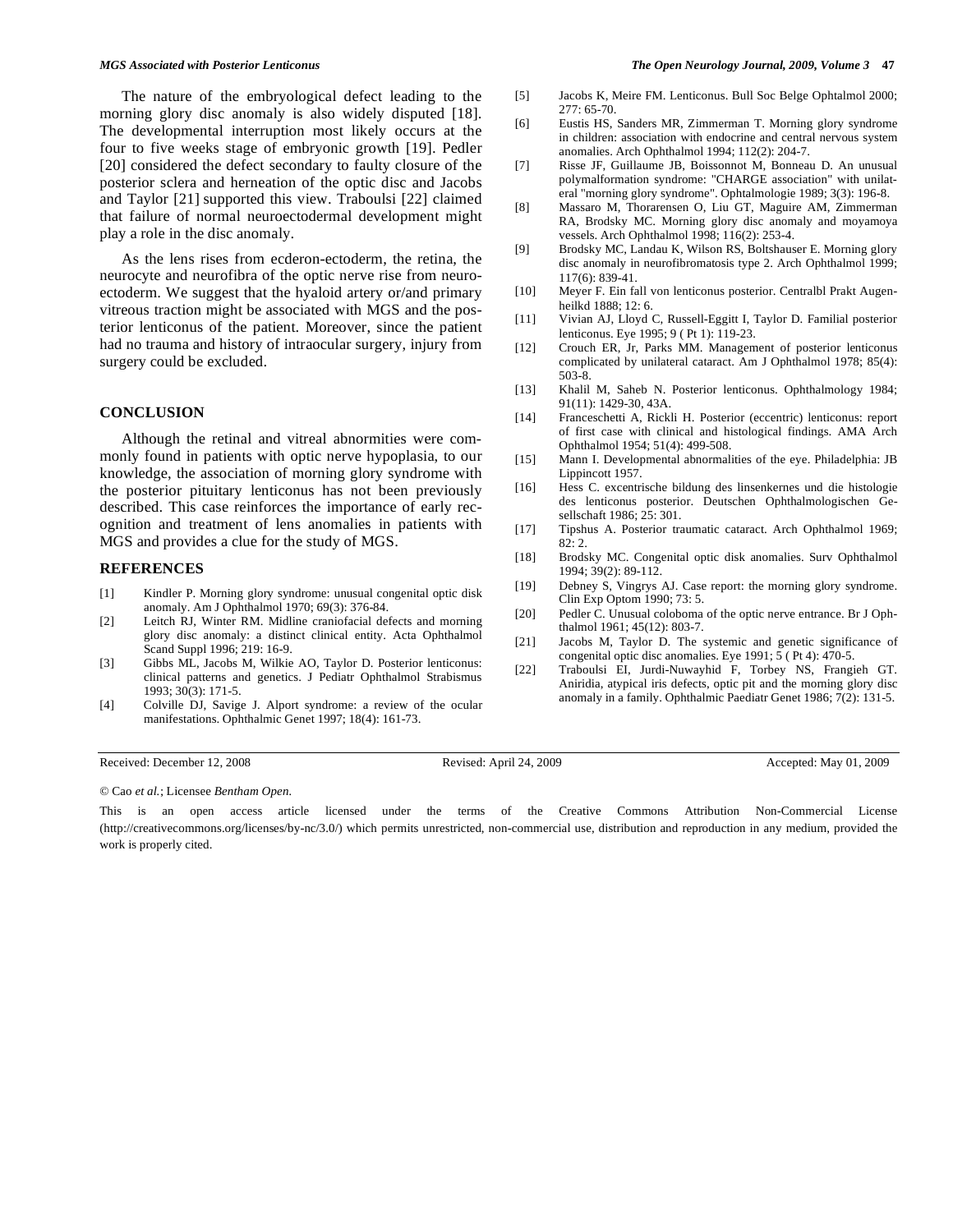The nature of the embryological defect leading to the morning glory disc anomaly is also widely disputed [18]. The developmental interruption most likely occurs at the four to five weeks stage of embryonic growth [19]. Pedler [20] considered the defect secondary to faulty closure of the posterior sclera and herneation of the optic disc and Jacobs and Taylor [21] supported this view. Traboulsi [22] claimed that failure of normal neuroectodermal development might play a role in the disc anomaly.

As the lens rises from ecderon-ectoderm, the retina, the neurocyte and neurofibra of the optic nerve rise from neuro-ectoderm. We suggest that the hyaloid artery or/and primary vitreous traction might be associated with MGS and the posterior lenticonus of the patient. Moreover, since the patient had no trauma and history of intraocular surgery, injury from surgery could be excluded.

## CONCLUSION

Although the retinal and vitreal abnormities were commonly found in patients with optic nerve hypoplasia, to our knowledge, the association of morning glory syndrome with the posterior pituitary lenticonus has not been previously described. This case reinforces the importance of early recognition and treatment of lens anomalies in patients with MGS and provides a clue for the study of MGS.

## REFERENCES

[1] Kindler P. Morning glory syndrome: unusual congenital optic disk anomaly. Am J Ophthalmol 1970; 69(3): 376-84.

[2] Leitch RJ, Winter RM. Midline craniofacial defects and morning glory disc anomaly: a distinct clinical entity. Acta Ophthalmol Scand Suppl 1996; 219: 16-9.

[3] Gibbs ML, Jacobs M, Wilkie AO, Taylor D. Posterior lenticonus: clinical patterns and genetics. J Pediatr Ophthalmol Strabismus 1993; 30(3): 171-5.

[4] Colville DJ, Savige J. Alport syndrome: a review of the ocular manifestations. Ophthalmic Genet 1997; 18(4): 161-73.

[5] Jacobs K, Meire FM. Lenticonus. Bull Soc Belge Ophtalmol 2000; 277: 65-70.

[6] Eustis HS, Sanders MR, Zimmerman T. Morning glory syndrome in children: association with endocrine and central nervous system anomalies. Arch Ophthalmol 1994; 112(2): 204-7.

[7] Risse JF, Guillaume JB, Boissonnot M, Bonneau D. An unusual polymalformation syndrome: "CHARGE association" with unilateral "morning glory syndrome". Ophtalmologie 1989; 3(3): 196-8.

[8] Massaro M, Thorarensen O, Liu GT, Maguire AM, Zimmerman RA, Brodsky MC. Morning glory disc anomaly and moyamoya vessels. Arch Ophthalmol 1998; 116(2): 253-4.

[9] Brodsky MC, Landau K, Wilson RS, Boltshauser E. Morning glory disc anomaly in neurofibromatosis type 2. Arch Ophthalmol 1999; 117(6): 839-41.

[10] Meyer F. Ein fall von lenticonus posterior. Centralbl Prakt Augenheilkd 1888; 12: 6.

[11] Vivian AJ, Lloyd C, Russell-Eggitt I, Taylor D. Familial posterior lenticonus. Eye 1995; 9 ( Pt 1): 119-23.

[12] Crouch ER, Jr, Parks MM. Management of posterior lenticonus complicated by unilateral cataract. Am J Ophthalmol 1978; 85(4): 503-8.

[13] Khalil M, Saheb N. Posterior lenticonus. Ophthalmology 1984; 91(11): 1429-30, 43A.

[14] Franceschetti A, Rickli H. Posterior (eccentric) lenticonus: report of first case with clinical and histological findings. AMA Arch Ophthalmol 1954; 51(4): 499-508.

[15] Mann I. Developmental abnormalities of the eye. Philadelphia: JB Lippincott 1957.

[16] Hess C. excentrische bildung des linsenkernes und die histologie des lenticonus posterior. Deutschen Ophthalmologischen Gesellschaft 1986; 25: 301.

[17] Tipshus A. Posterior traumatic cataract. Arch Ophthalmol 1969; 82: 2.

[18] Brodsky MC. Congenital optic disk anomalies. Surv Ophthalmol 1994; 39(2): 89-112.

[19] Debney S, Vingrys AJ. Case report: the morning glory syndrome. Clin Exp Optom 1990; 73: 5.

[20] Pedler C. Unusual coloboma of the optic nerve entrance. Br J Ophthalmol 1961; 45(12): 803-7.

[21] Jacobs M, Taylor D. The systemic and genetic significance of congenital optic disc anomalies. Eye 1991; 5 ( Pt 4): 470-5.

[22] Traboulsi EI, Jurdi-Nuwayhid F, Torbey NS, Frangieh GT. Aniridia, atypical iris defects, optic pit and the morning glory disc anomaly in a family. Ophthalmic Paediatr Genet 1986; 7(2): 131-5.

Received: December 12, 2008 Revised: April 24, 2009 Accepted: May 01, 2009

© Cao *et al.*; Licensee *Bentham Open.*

This is an open access article licensed under the terms of the Creative Commons Attribution Non-Commercial License (http://creativecommons.org/licenses/by-nc/3.0/) which permits unrestricted, non-commercial use, distribution and reproduction in any medium, provided the work is properly cited.